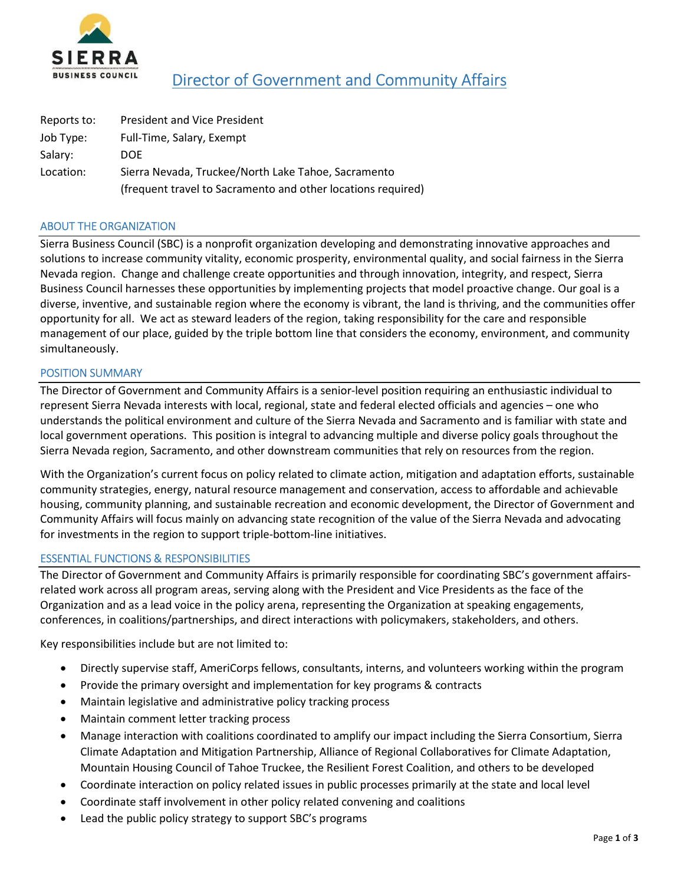# Director of Government and Community Affairs

| | |
|---|---|
| Reports to: | President and Vice President |
| Job Type: | Full-Time, Salary, Exempt |
| Salary: | DOE |
| Location: | Sierra Nevada, Truckee/North Lake Tahoe, Sacramento (frequent travel to Sacramento and other locations required) |

## ABOUT THE ORGANIZATION

Sierra Business Council (SBC) is a nonprofit organization developing and demonstrating innovative approaches and solutions to increase community vitality, economic prosperity, environmental quality, and social fairness in the Sierra Nevada region. Change and challenge create opportunities and through innovation, integrity, and respect, Sierra Business Council harnesses these opportunities by implementing projects that model proactive change. Our goal is a diverse, inventive, and sustainable region where the economy is vibrant, the land is thriving, and the communities offer opportunity for all. We act as steward leaders of the region, taking responsibility for the care and responsible management of our place, guided by the triple bottom line that considers the economy, environment, and community simultaneously.

## POSITION SUMMARY

The Director of Government and Community Affairs is a senior-level position requiring an enthusiastic individual to represent Sierra Nevada interests with local, regional, state and federal elected officials and agencies – one who understands the political environment and culture of the Sierra Nevada and Sacramento and is familiar with state and local government operations. This position is integral to advancing multiple and diverse policy goals throughout the Sierra Nevada region, Sacramento, and other downstream communities that rely on resources from the region.

With the Organization's current focus on policy related to climate action, mitigation and adaptation efforts, sustainable community strategies, energy, natural resource management and conservation, access to affordable and achievable housing, community planning, and sustainable recreation and economic development, the Director of Government and Community Affairs will focus mainly on advancing state recognition of the value of the Sierra Nevada and advocating for investments in the region to support triple-bottom-line initiatives.

## ESSENTIAL FUNCTIONS & RESPONSIBILITIES

The Director of Government and Community Affairs is primarily responsible for coordinating SBC's government affairs-related work across all program areas, serving along with the President and Vice Presidents as the face of the Organization and as a lead voice in the policy arena, representing the Organization at speaking engagements, conferences, in coalitions/partnerships, and direct interactions with policymakers, stakeholders, and others.

Key responsibilities include but are not limited to:

- Directly supervise staff, AmeriCorps fellows, consultants, interns, and volunteers working within the program
- Provide the primary oversight and implementation for key programs & contracts
- Maintain legislative and administrative policy tracking process
- Maintain comment letter tracking process
- Manage interaction with coalitions coordinated to amplify our impact including the Sierra Consortium, Sierra Climate Adaptation and Mitigation Partnership, Alliance of Regional Collaboratives for Climate Adaptation, Mountain Housing Council of Tahoe Truckee, the Resilient Forest Coalition, and others to be developed
- Coordinate interaction on policy related issues in public processes primarily at the state and local level
- Coordinate staff involvement in other policy related convening and coalitions
- Lead the public policy strategy to support SBC's programs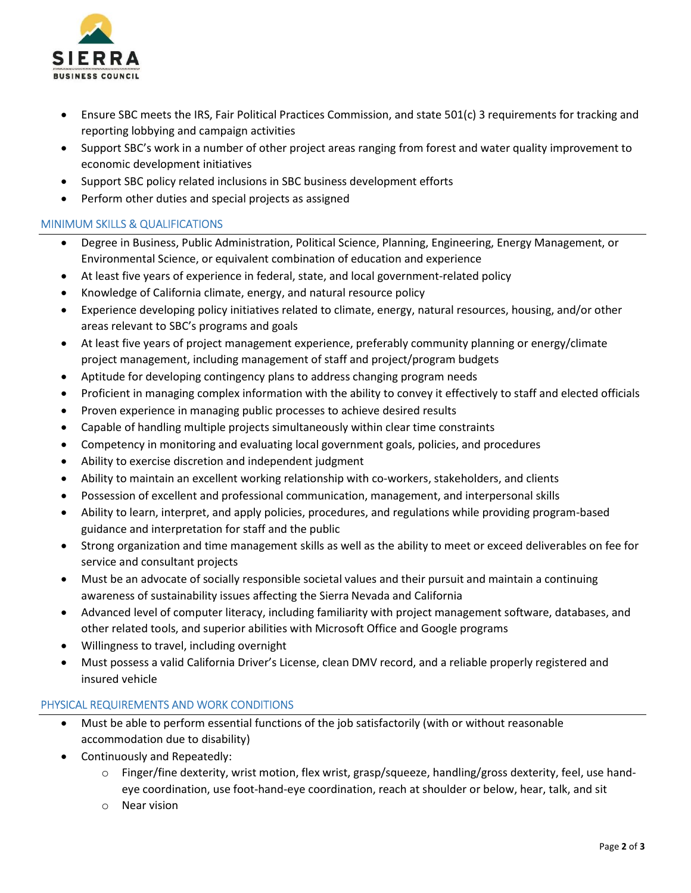- Ensure SBC meets the IRS, Fair Political Practices Commission, and state 501(c) 3 requirements for tracking and reporting lobbying and campaign activities
- Support SBC's work in a number of other project areas ranging from forest and water quality improvement to economic development initiatives
- Support SBC policy related inclusions in SBC business development efforts
- Perform other duties and special projects as assigned

## MINIMUM SKILLS & QUALIFICATIONS

- Degree in Business, Public Administration, Political Science, Planning, Engineering, Energy Management, or Environmental Science, or equivalent combination of education and experience
- At least five years of experience in federal, state, and local government-related policy
- Knowledge of California climate, energy, and natural resource policy
- Experience developing policy initiatives related to climate, energy, natural resources, housing, and/or other areas relevant to SBC's programs and goals
- At least five years of project management experience, preferably community planning or energy/climate project management, including management of staff and project/program budgets
- Aptitude for developing contingency plans to address changing program needs
- Proficient in managing complex information with the ability to convey it effectively to staff and elected officials
- Proven experience in managing public processes to achieve desired results
- Capable of handling multiple projects simultaneously within clear time constraints
- Competency in monitoring and evaluating local government goals, policies, and procedures
- Ability to exercise discretion and independent judgment
- Ability to maintain an excellent working relationship with co-workers, stakeholders, and clients
- Possession of excellent and professional communication, management, and interpersonal skills
- Ability to learn, interpret, and apply policies, procedures, and regulations while providing program-based guidance and interpretation for staff and the public
- Strong organization and time management skills as well as the ability to meet or exceed deliverables on fee for service and consultant projects
- Must be an advocate of socially responsible societal values and their pursuit and maintain a continuing awareness of sustainability issues affecting the Sierra Nevada and California
- Advanced level of computer literacy, including familiarity with project management software, databases, and other related tools, and superior abilities with Microsoft Office and Google programs
- Willingness to travel, including overnight
- Must possess a valid California Driver's License, clean DMV record, and a reliable properly registered and insured vehicle

## PHYSICAL REQUIREMENTS AND WORK CONDITIONS

- Must be able to perform essential functions of the job satisfactorily (with or without reasonable accommodation due to disability)
- Continuously and Repeatedly:
  - Finger/fine dexterity, wrist motion, flex wrist, grasp/squeeze, handling/gross dexterity, feel, use hand-eye coordination, use foot-hand-eye coordination, reach at shoulder or below, hear, talk, and sit
  - Near vision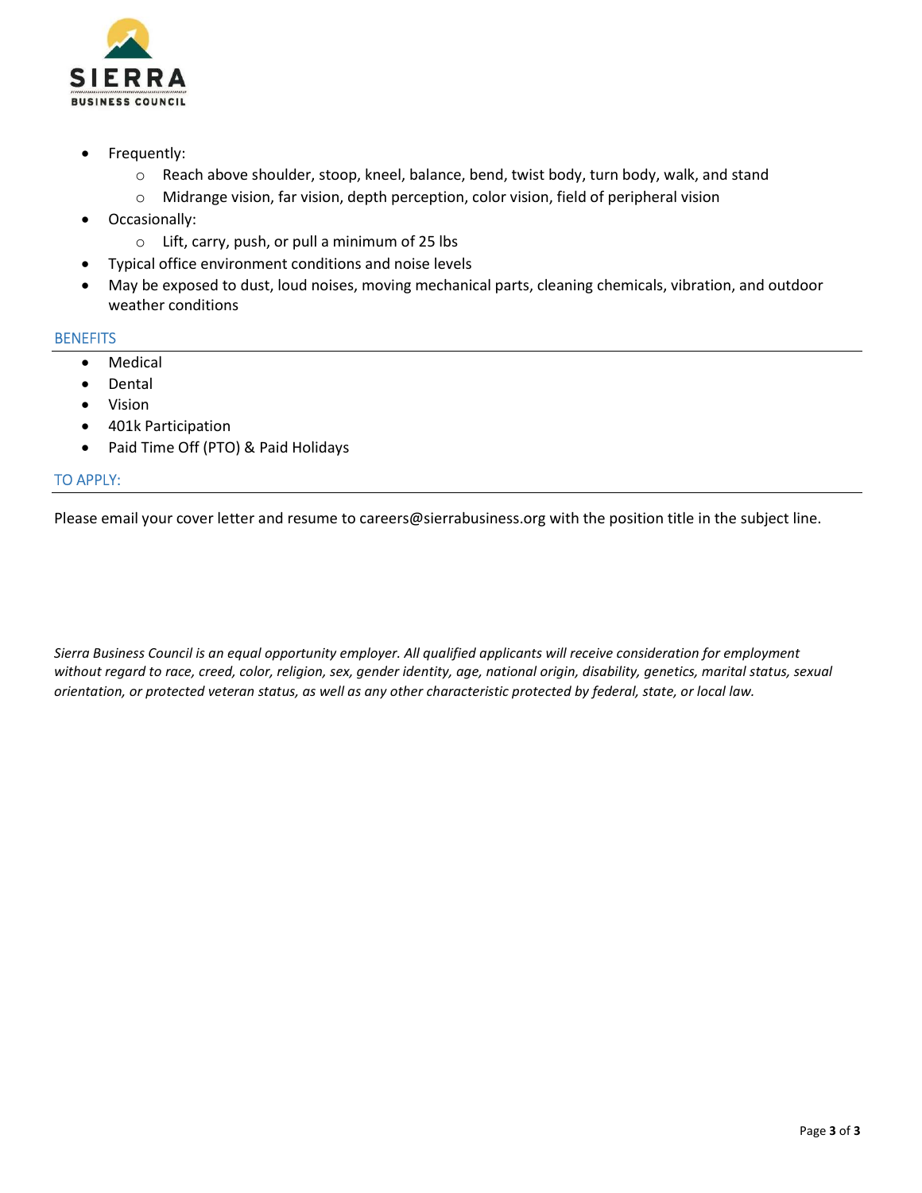- Frequently:
  - Reach above shoulder, stoop, kneel, balance, bend, twist body, turn body, walk, and stand
  - Midrange vision, far vision, depth perception, color vision, field of peripheral vision
- Occasionally:
  - Lift, carry, push, or pull a minimum of 25 lbs
- Typical office environment conditions and noise levels
- May be exposed to dust, loud noises, moving mechanical parts, cleaning chemicals, vibration, and outdoor weather conditions

## BENEFITS

- Medical
- Dental
- Vision
- 401k Participation
- Paid Time Off (PTO) & Paid Holidays

## TO APPLY:

Please email your cover letter and resume to careers@sierrabusiness.org with the position title in the subject line.

*Sierra Business Council is an equal opportunity employer. All qualified applicants will receive consideration for employment without regard to race, creed, color, religion, sex, gender identity, age, national origin, disability, genetics, marital status, sexual orientation, or protected veteran status, as well as any other characteristic protected by federal, state, or local law.*